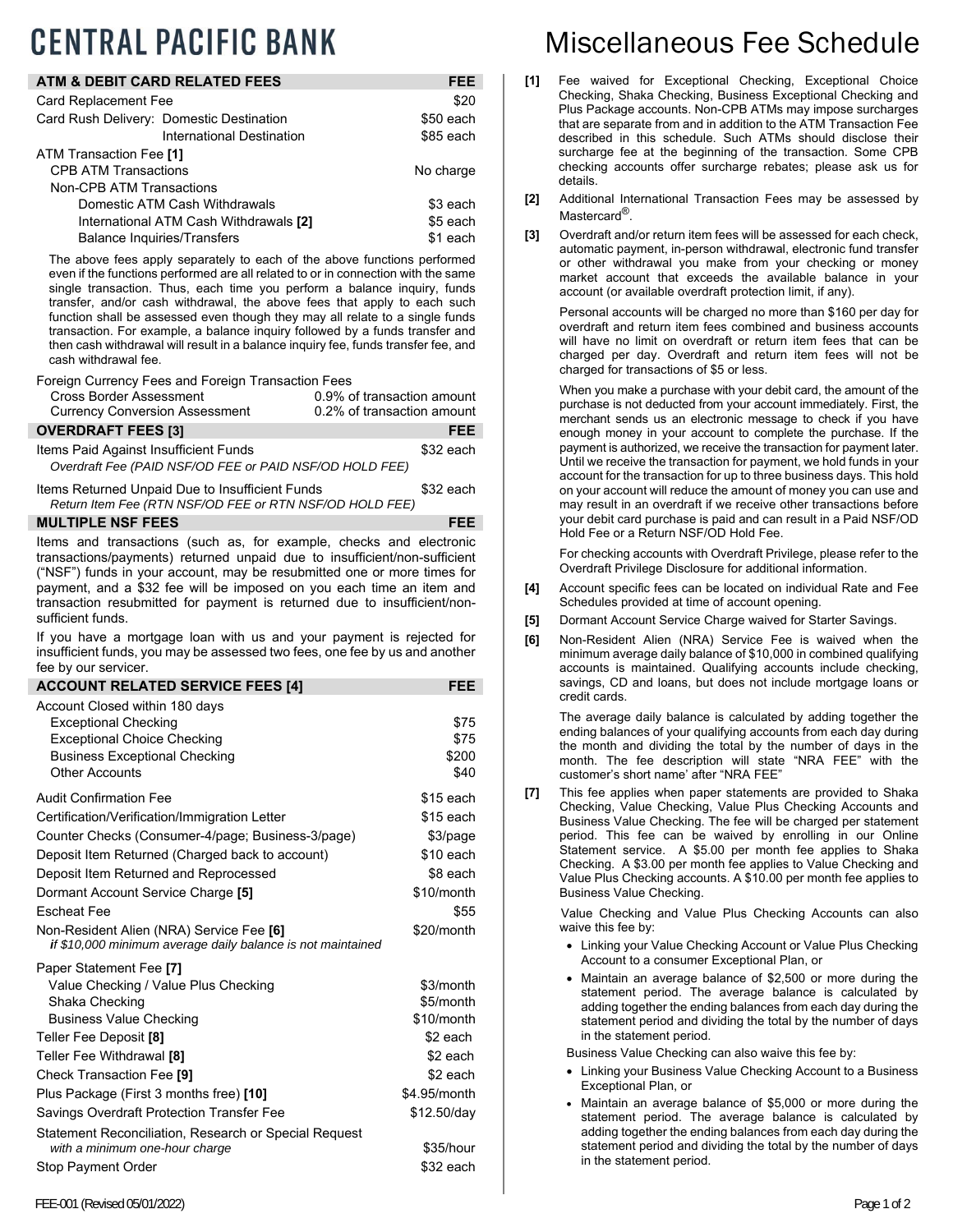# CENTRAL PACIFIC BANK

# Miscellaneous Fee Schedule

| ATM & DEBIT CARD RELATED FEES | FEE |
| --- | --- |
| Card Replacement Fee | $20 |
| Card Rush Delivery: Domestic Destination | $50 each |
| International Destination | $85 each |
| ATM Transaction Fee [1] | |
| CPB ATM Transactions | No charge |
| Non-CPB ATM Transactions | |
| Domestic ATM Cash Withdrawals | $3 each |
| International ATM Cash Withdrawals [2] | $5 each |
| Balance Inquiries/Transfers | $1 each |

The above fees apply separately to each of the above functions performed even if the functions performed are all related to or in connection with the same single transaction. Thus, each time you perform a balance inquiry, funds transfer, and/or cash withdrawal, the above fees that apply to each such function shall be assessed even though they may all relate to a single funds transaction. For example, a balance inquiry followed by a funds transfer and then cash withdrawal will result in a balance inquiry fee, funds transfer fee, and cash withdrawal fee.

| Foreign Currency Fees and Foreign Transaction Fees | |
| --- | --- |
| Cross Border Assessment | 0.9% of transaction amount |
| Currency Conversion Assessment | 0.2% of transaction amount |

| OVERDRAFT FEES [3] | FEE |
| --- | --- |
| Items Paid Against Insufficient Funds<br>*Overdraft Fee (PAID NSF/OD FEE or PAID NSF/OD HOLD FEE)* | $32 each |
| Items Returned Unpaid Due to Insufficient Funds<br>*Return Item Fee (RTN NSF/OD FEE or RTN NSF/OD HOLD FEE)* | $32 each |

**MULTIPLE NSF FEES** — **FEE**

Items and transactions (such as, for example, checks and electronic transactions/payments) returned unpaid due to insufficient/non-sufficient ("NSF") funds in your account, may be resubmitted one or more times for payment, and a $32 fee will be imposed on you each time an item and transaction resubmitted for payment is returned due to insufficient/non-sufficient funds.

If you have a mortgage loan with us and your payment is rejected for insufficient funds, you may be assessed two fees, one fee by us and another fee by our servicer.

| ACCOUNT RELATED SERVICE FEES [4] | FEE |
| --- | --- |
| Account Closed within 180 days | |
| Exceptional Checking | $75 |
| Exceptional Choice Checking | $75 |
| Business Exceptional Checking | $200 |
| Other Accounts | $40 |
| Audit Confirmation Fee | $15 each |
| Certification/Verification/Immigration Letter | $15 each |
| Counter Checks (Consumer-4/page; Business-3/page) | $3/page |
| Deposit Item Returned (Charged back to account) | $10 each |
| Deposit Item Returned and Reprocessed | $8 each |
| Dormant Account Service Charge [5] | $10/month |
| Escheat Fee | $55 |
| Non-Resident Alien (NRA) Service Fee [6]<br>***if** $10,000 minimum average daily balance is not maintained* | $20/month |
| Paper Statement Fee [7] | |
| Value Checking / Value Plus Checking | $3/month |
| Shaka Checking | $5/month |
| Business Value Checking | $10/month |
| Teller Fee Deposit [8] | $2 each |
| Teller Fee Withdrawal [8] | $2 each |
| Check Transaction Fee [9] | $2 each |
| Plus Package (First 3 months free) [10] | $4.95/month |
| Savings Overdraft Protection Transfer Fee | $12.50/day |
| Statement Reconciliation, Research or Special Request<br>*with a minimum one-hour charge* | $35/hour |
| Stop Payment Order | $32 each |

**[1]** Fee waived for Exceptional Checking, Exceptional Choice Checking, Shaka Checking, Business Exceptional Checking and Plus Package accounts. Non-CPB ATMs may impose surcharges that are separate from and in addition to the ATM Transaction Fee described in this schedule. Such ATMs should disclose their surcharge fee at the beginning of the transaction. Some CPB checking accounts offer surcharge rebates; please ask us for details.

**[2]** Additional International Transaction Fees may be assessed by Mastercard®.

**[3]** Overdraft and/or return item fees will be assessed for each check, automatic payment, in-person withdrawal, electronic fund transfer or other withdrawal you make from your checking or money market account that exceeds the available balance in your account (or available overdraft protection limit, if any).

Personal accounts will be charged no more than $160 per day for overdraft and return item fees combined and business accounts will have no limit on overdraft or return item fees that can be charged per day. Overdraft and return item fees will not be charged for transactions of $5 or less.

When you make a purchase with your debit card, the amount of the purchase is not deducted from your account immediately. First, the merchant sends us an electronic message to check if you have enough money in your account to complete the purchase. If the payment is authorized, we receive the transaction for payment later. Until we receive the transaction for payment, we hold funds in your account for the transaction for up to three business days. This hold on your account will reduce the amount of money you can use and may result in an overdraft if we receive other transactions before your debit card purchase is paid and can result in a Paid NSF/OD Hold Fee or a Return NSF/OD Hold Fee.

For checking accounts with Overdraft Privilege, please refer to the Overdraft Privilege Disclosure for additional information.

**[4]** Account specific fees can be located on individual Rate and Fee Schedules provided at time of account opening.

**[5]** Dormant Account Service Charge waived for Starter Savings.

**[6]** Non-Resident Alien (NRA) Service Fee is waived when the minimum average daily balance of $10,000 in combined qualifying accounts is maintained. Qualifying accounts include checking, savings, CD and loans, but does not include mortgage loans or credit cards.

The average daily balance is calculated by adding together the ending balances of your qualifying accounts from each day during the month and dividing the total by the number of days in the month. The fee description will state "NRA FEE" with the customer's short name' after "NRA FEE"

**[7]** This fee applies when paper statements are provided to Shaka Checking, Value Checking, Value Plus Checking Accounts and Business Value Checking. The fee will be charged per statement period. This fee can be waived by enrolling in our Online Statement service. A $5.00 per month fee applies to Shaka Checking. A $3.00 per month fee applies to Value Checking and Value Plus Checking accounts. A $10.00 per month fee applies to Business Value Checking.

Value Checking and Value Plus Checking Accounts can also waive this fee by:

- Linking your Value Checking Account or Value Plus Checking Account to a consumer Exceptional Plan, or
- Maintain an average balance of $2,500 or more during the statement period. The average balance is calculated by adding together the ending balances from each day during the statement period and dividing the total by the number of days in the statement period.

Business Value Checking can also waive this fee by:

- Linking your Business Value Checking Account to a Business Exceptional Plan, or
- Maintain an average balance of $5,000 or more during the statement period. The average balance is calculated by adding together the ending balances from each day during the statement period and dividing the total by the number of days in the statement period.

FEE-001 (Revised 05/01/2022)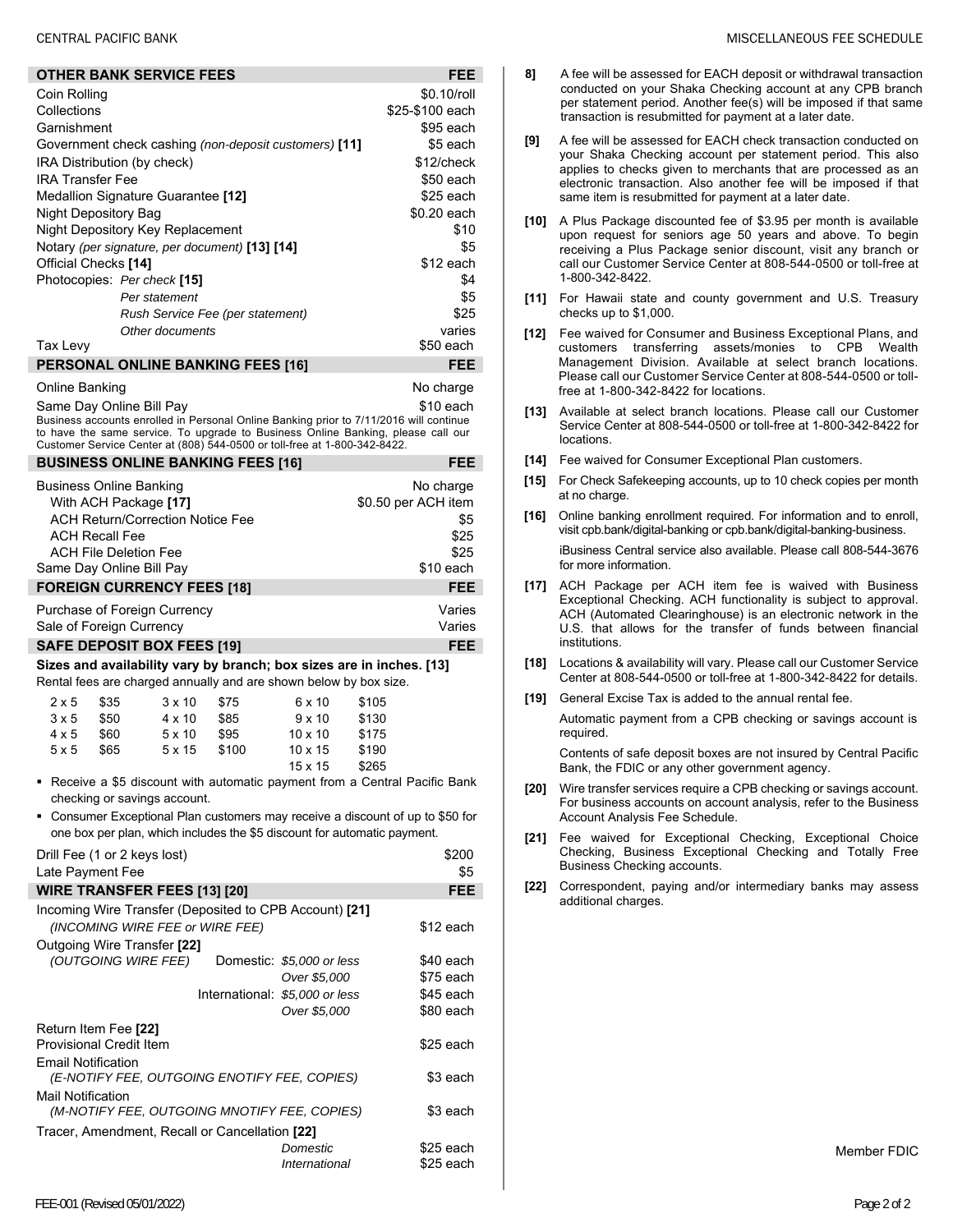| OTHER BANK SERVICE FEES | FEE |
|---|---|
| Coin Rolling | $0.10/roll |
| Collections | $25-$100 each |
| Garnishment | $95 each |
| Government check cashing *(non-deposit customers)* **[11]** | $5 each |
| IRA Distribution (by check) | $12/check |
| IRA Transfer Fee | $50 each |
| Medallion Signature Guarantee **[12]** | $25 each |
| Night Depository Bag | $0.20 each |
| Night Depository Key Replacement | $10 |
| Notary *(per signature, per document)* **[13] [14]** | $5 |
| Official Checks **[14]** | $12 each |
| Photocopies: *Per check* **[15]** | $4 |
| *Per statement* | $5 |
| *Rush Service Fee (per statement)* | $25 |
| *Other documents* | varies |
| Tax Levy | $50 each |

| PERSONAL ONLINE BANKING FEES [16] | FEE |
|---|---|
| Online Banking | No charge |
| Same Day Online Bill Pay | $10 each |

Business accounts enrolled in Personal Online Banking prior to 7/11/2016 will continue to have the same service. To upgrade to Business Online Banking, please call our Customer Service Center at (808) 544-0500 or toll-free at 1-800-342-8422.

| BUSINESS ONLINE BANKING FEES [16] | FEE |
|---|---|
| Business Online Banking | No charge |
| With ACH Package **[17]** | $0.50 per ACH item |
| ACH Return/Correction Notice Fee | $5 |
| ACH Recall Fee | $25 |
| ACH File Deletion Fee | $25 |
| Same Day Online Bill Pay | $10 each |

| FOREIGN CURRENCY FEES [18] | FEE |
|---|---|
| Purchase of Foreign Currency | Varies |
| Sale of Foreign Currency | Varies |

**SAFE DEPOSIT BOX FEES [19]** — FEE

**Sizes and availability vary by branch; box sizes are in inches. [13]**
Rental fees are charged annually and are shown below by box size.

| | | | | | |
|---|---|---|---|---|---|
| 2 x 5 | $35 | 3 x 10 | $75 | 6 x 10 | $105 |
| 3 x 5 | $50 | 4 x 10 | $85 | 9 x 10 | $130 |
| 4 x 5 | $60 | 5 x 10 | $95 | 10 x 10 | $175 |
| 5 x 5 | $65 | 5 x 15 | $100 | 10 x 15 | $190 |
| | | | | 15 x 15 | $265 |

- Receive a $5 discount with automatic payment from a Central Pacific Bank checking or savings account.
- Consumer Exceptional Plan customers may receive a discount of up to $50 for one box per plan, which includes the $5 discount for automatic payment.

| | |
|---|---|
| Drill Fee (1 or 2 keys lost) | $200 |
| Late Payment Fee | $5 |

| WIRE TRANSFER FEES [13] [20] | | FEE |
|---|---|---|
| Incoming Wire Transfer (Deposited to CPB Account) **[21]** *(INCOMING WIRE FEE or WIRE FEE)* | | $12 each |
| Outgoing Wire Transfer **[22]** *(OUTGOING WIRE FEE)* | Domestic: *$5,000 or less* | $40 each |
| | *Over $5,000* | $75 each |
| | International: *$5,000 or less* | $45 each |
| | *Over $5,000* | $80 each |
| Return Item Fee **[22]** Provisional Credit Item | | $25 each |
| Email Notification *(E-NOTIFY FEE, OUTGOING ENOTIFY FEE, COPIES)* | | $3 each |
| Mail Notification *(M-NOTIFY FEE, OUTGOING MNOTIFY FEE, COPIES)* | | $3 each |
| Tracer, Amendment, Recall or Cancellation **[22]** | *Domestic* | $25 each |
| | *International* | $25 each |

**8]** A fee will be assessed for EACH deposit or withdrawal transaction conducted on your Shaka Checking account at any CPB branch per statement period. Another fee(s) will be imposed if that same transaction is resubmitted for payment at a later date.

**[9]** A fee will be assessed for EACH check transaction conducted on your Shaka Checking account per statement period. This also applies to checks given to merchants that are processed as an electronic transaction. Also another fee will be imposed if that same item is resubmitted for payment at a later date.

**[10]** A Plus Package discounted fee of $3.95 per month is available upon request for seniors age 50 years and above. To begin receiving a Plus Package senior discount, visit any branch or call our Customer Service Center at 808-544-0500 or toll-free at 1-800-342-8422.

**[11]** For Hawaii state and county government and U.S. Treasury checks up to $1,000.

**[12]** Fee waived for Consumer and Business Exceptional Plans, and customers transferring assets/monies to CPB Wealth Management Division. Available at select branch locations. Please call our Customer Service Center at 808-544-0500 or toll-free at 1-800-342-8422 for locations.

**[13]** Available at select branch locations. Please call our Customer Service Center at 808-544-0500 or toll-free at 1-800-342-8422 for locations.

**[14]** Fee waived for Consumer Exceptional Plan customers.

**[15]** For Check Safekeeping accounts, up to 10 check copies per month at no charge.

**[16]** Online banking enrollment required. For information and to enroll, visit cpb.bank/digital-banking or cpb.bank/digital-banking-business.

iBusiness Central service also available. Please call 808-544-3676 for more information.

**[17]** ACH Package per ACH item fee is waived with Business Exceptional Checking. ACH functionality is subject to approval. ACH (Automated Clearinghouse) is an electronic network in the U.S. that allows for the transfer of funds between financial institutions.

**[18]** Locations & availability will vary. Please call our Customer Service Center at 808-544-0500 or toll-free at 1-800-342-8422 for details.

**[19]** General Excise Tax is added to the annual rental fee.

Automatic payment from a CPB checking or savings account is required.

Contents of safe deposit boxes are not insured by Central Pacific Bank, the FDIC or any other government agency.

**[20]** Wire transfer services require a CPB checking or savings account. For business accounts on account analysis, refer to the Business Account Analysis Fee Schedule.

**[21]** Fee waived for Exceptional Checking, Exceptional Choice Checking, Business Exceptional Checking and Totally Free Business Checking accounts.

**[22]** Correspondent, paying and/or intermediary banks may assess additional charges.

Member FDIC

FEE-001 (Revised 05/01/2022)